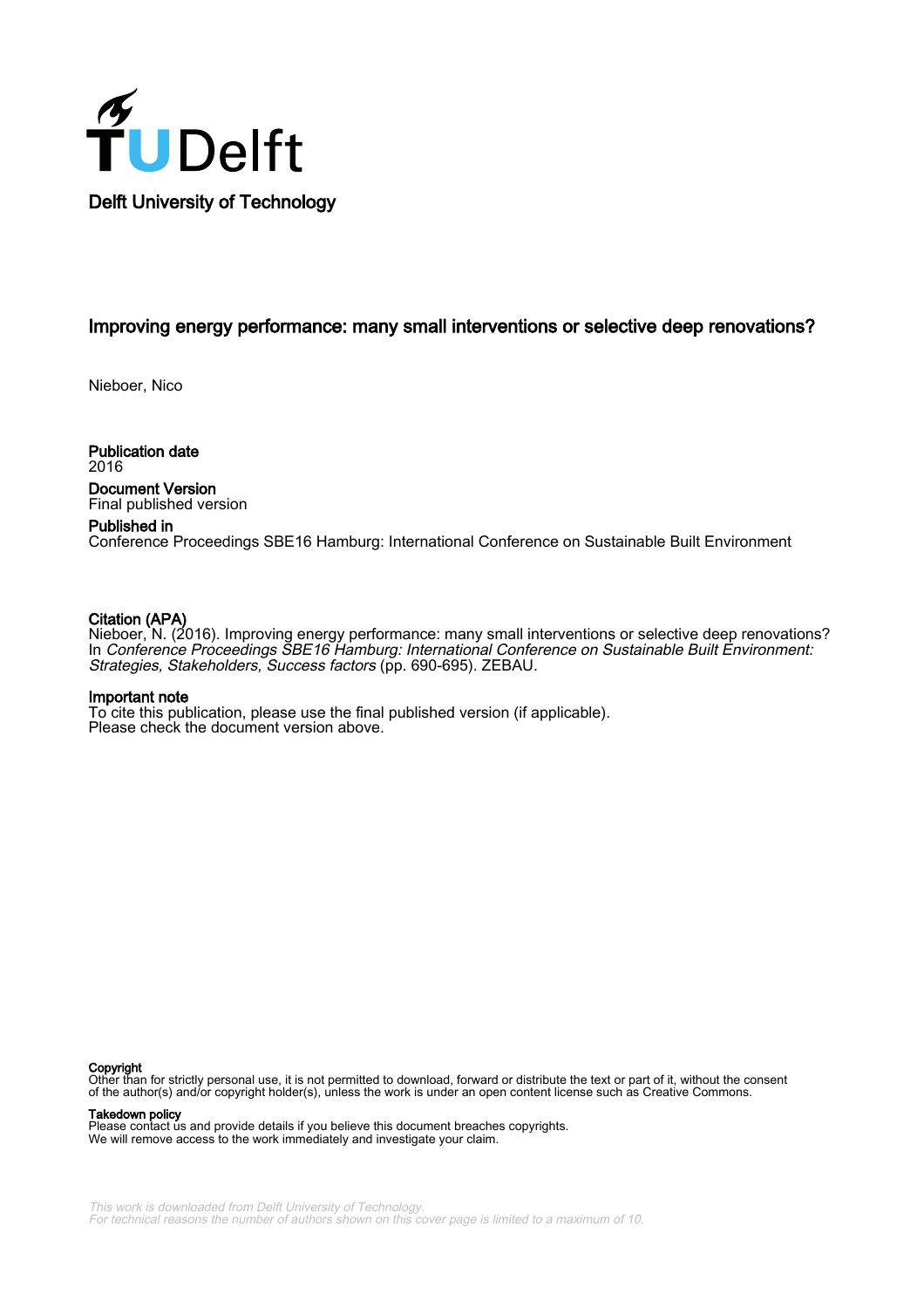Delft University of Technology

# Improving energy performance: many small interventions or selective deep renovations?

Nieboer, Nico

**Publication date**
2016

**Document Version**
Final published version

**Published in**
Conference Proceedings SBE16 Hamburg: International Conference on Sustainable Built Environment

**Citation (APA)**
Nieboer, N. (2016). Improving energy performance: many small interventions or selective deep renovations? In *Conference Proceedings SBE16 Hamburg: International Conference on Sustainable Built Environment: Strategies, Stakeholders, Success factors* (pp. 690-695). ZEBAU.

**Important note**
To cite this publication, please use the final published version (if applicable).
Please check the document version above.

**Copyright**
Other than for strictly personal use, it is not permitted to download, forward or distribute the text or part of it, without the consent of the author(s) and/or copyright holder(s), unless the work is under an open content license such as Creative Commons.

**Takedown policy**
Please contact us and provide details if you believe this document breaches copyrights.
We will remove access to the work immediately and investigate your claim.

*This work is downloaded from Delft University of Technology.*
*For technical reasons the number of authors shown on this cover page is limited to a maximum of 10.*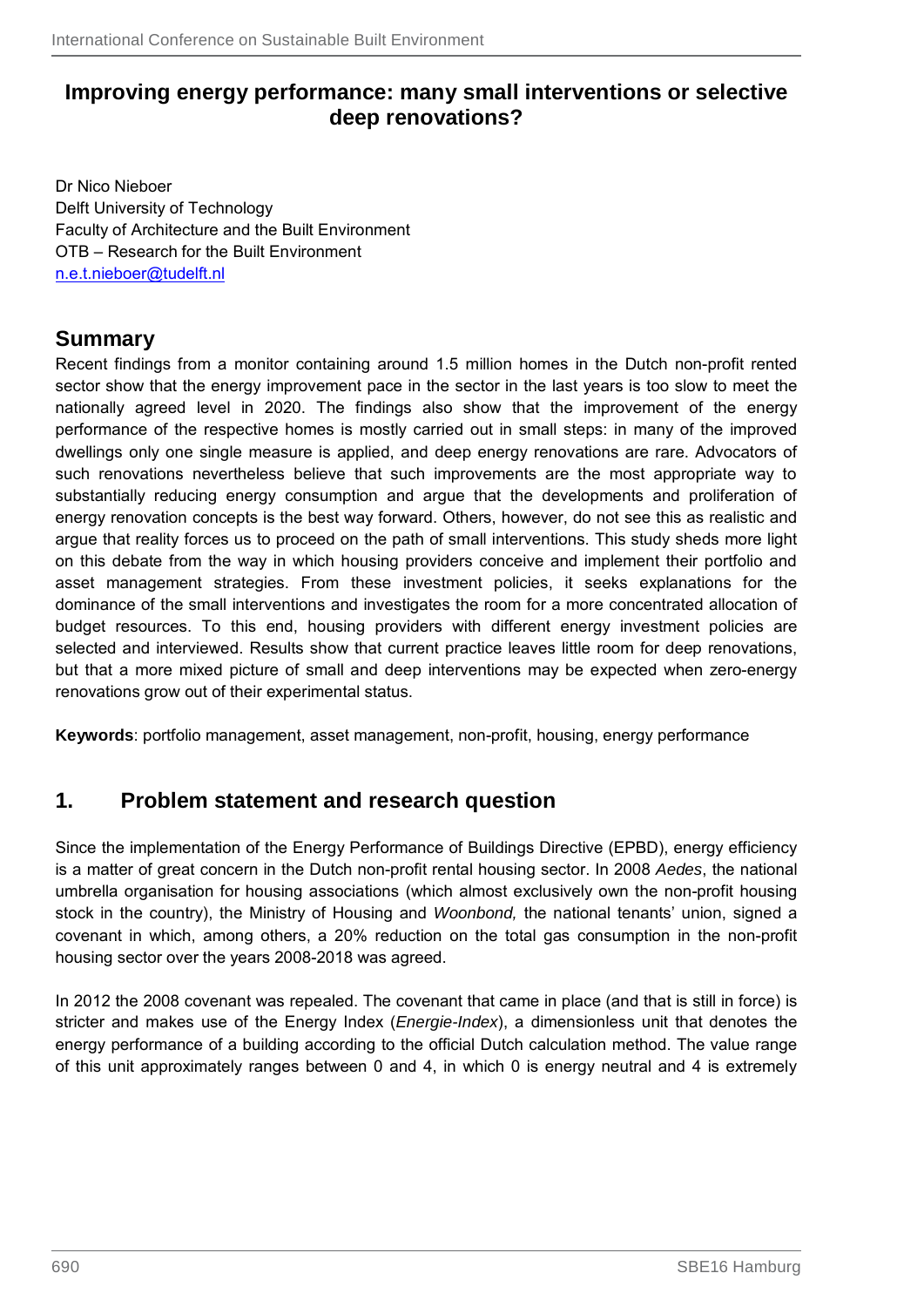# Improving energy performance: many small interventions or selective deep renovations?

Dr Nico Nieboer
Delft University of Technology
Faculty of Architecture and the Built Environment
OTB – Research for the Built Environment
n.e.t.nieboer@tudelft.nl

## Summary

Recent findings from a monitor containing around 1.5 million homes in the Dutch non-profit rented sector show that the energy improvement pace in the sector in the last years is too slow to meet the nationally agreed level in 2020. The findings also show that the improvement of the energy performance of the respective homes is mostly carried out in small steps: in many of the improved dwellings only one single measure is applied, and deep energy renovations are rare. Advocators of such renovations nevertheless believe that such improvements are the most appropriate way to substantially reducing energy consumption and argue that the developments and proliferation of energy renovation concepts is the best way forward. Others, however, do not see this as realistic and argue that reality forces us to proceed on the path of small interventions. This study sheds more light on this debate from the way in which housing providers conceive and implement their portfolio and asset management strategies. From these investment policies, it seeks explanations for the dominance of the small interventions and investigates the room for a more concentrated allocation of budget resources. To this end, housing providers with different energy investment policies are selected and interviewed. Results show that current practice leaves little room for deep renovations, but that a more mixed picture of small and deep interventions may be expected when zero-energy renovations grow out of their experimental status.

**Keywords**: portfolio management, asset management, non-profit, housing, energy performance

## 1. Problem statement and research question

Since the implementation of the Energy Performance of Buildings Directive (EPBD), energy efficiency is a matter of great concern in the Dutch non-profit rental housing sector. In 2008 *Aedes*, the national umbrella organisation for housing associations (which almost exclusively own the non-profit housing stock in the country), the Ministry of Housing and *Woonbond,* the national tenants' union, signed a covenant in which, among others, a 20% reduction on the total gas consumption in the non-profit housing sector over the years 2008-2018 was agreed.

In 2012 the 2008 covenant was repealed. The covenant that came in place (and that is still in force) is stricter and makes use of the Energy Index (*Energie-Index*), a dimensionless unit that denotes the energy performance of a building according to the official Dutch calculation method. The value range of this unit approximately ranges between 0 and 4, in which 0 is energy neutral and 4 is extremely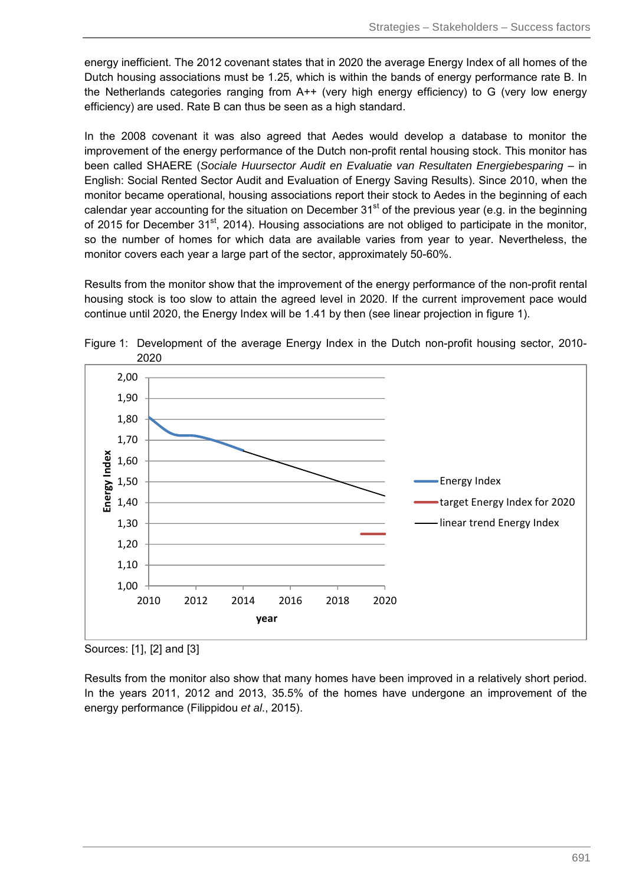energy inefficient. The 2012 covenant states that in 2020 the average Energy Index of all homes of the Dutch housing associations must be 1.25, which is within the bands of energy performance rate B. In the Netherlands categories ranging from A++ (very high energy efficiency) to G (very low energy efficiency) are used. Rate B can thus be seen as a high standard.

In the 2008 covenant it was also agreed that Aedes would develop a database to monitor the improvement of the energy performance of the Dutch non-profit rental housing stock. This monitor has been called SHAERE (*Sociale Huursector Audit en Evaluatie van Resultaten Energiebesparing* – in English: Social Rented Sector Audit and Evaluation of Energy Saving Results). Since 2010, when the monitor became operational, housing associations report their stock to Aedes in the beginning of each calendar year accounting for the situation on December 31st of the previous year (e.g. in the beginning of 2015 for December 31st, 2014). Housing associations are not obliged to participate in the monitor, so the number of homes for which data are available varies from year to year. Nevertheless, the monitor covers each year a large part of the sector, approximately 50-60%.

Results from the monitor show that the improvement of the energy performance of the non-profit rental housing stock is too slow to attain the agreed level in 2020. If the current improvement pace would continue until 2020, the Energy Index will be 1.41 by then (see linear projection in figure 1).

Figure 1: Development of the average Energy Index in the Dutch non-profit housing sector, 2010-2020

Sources: [1], [2] and [3]

Results from the monitor also show that many homes have been improved in a relatively short period. In the years 2011, 2012 and 2013, 35.5% of the homes have undergone an improvement of the energy performance (Filippidou *et al.*, 2015).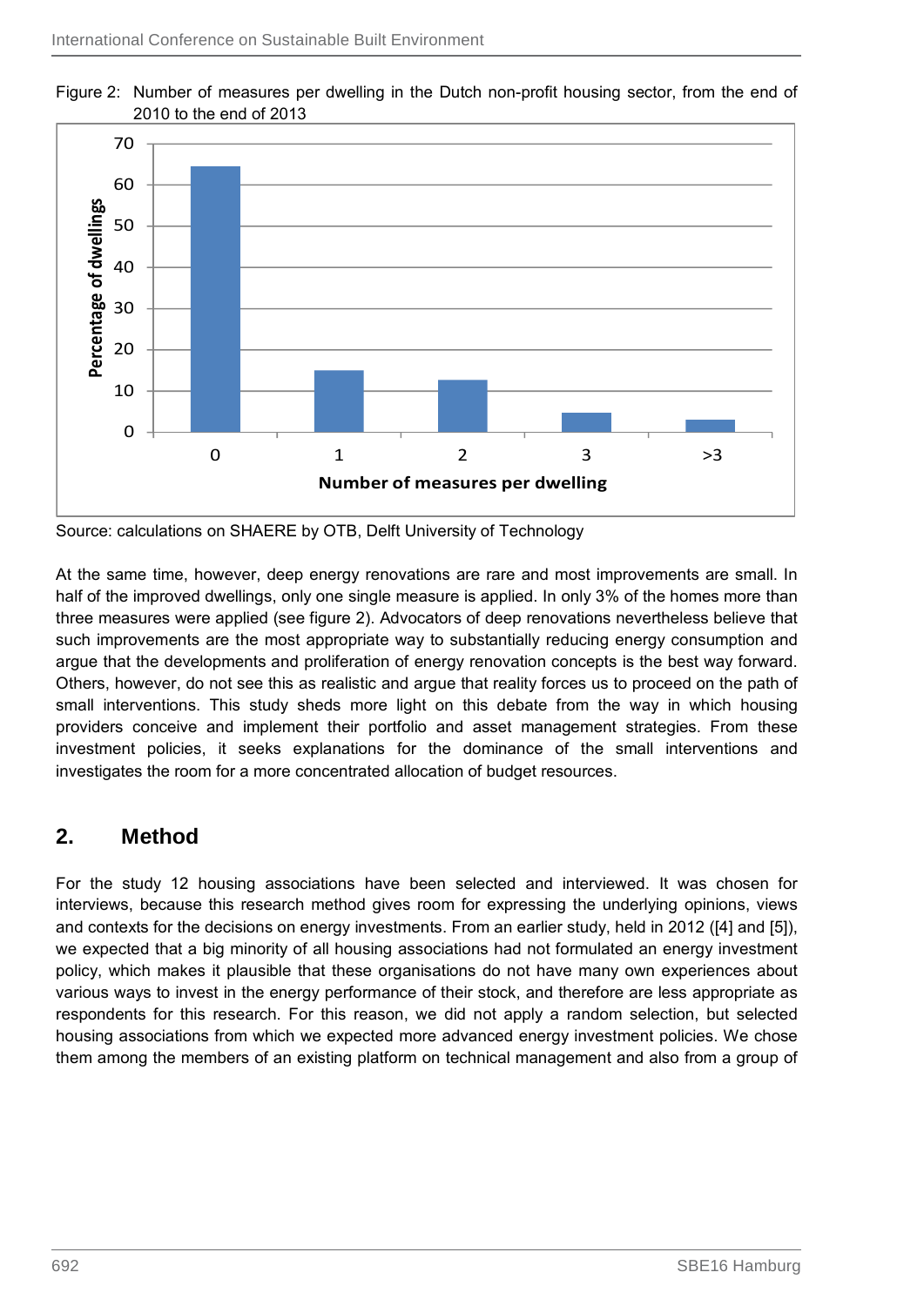Figure 2: Number of measures per dwelling in the Dutch non-profit housing sector, from the end of 2010 to the end of 2013

Source: calculations on SHAERE by OTB, Delft University of Technology

At the same time, however, deep energy renovations are rare and most improvements are small. In half of the improved dwellings, only one single measure is applied. In only 3% of the homes more than three measures were applied (see figure 2). Advocators of deep renovations nevertheless believe that such improvements are the most appropriate way to substantially reducing energy consumption and argue that the developments and proliferation of energy renovation concepts is the best way forward. Others, however, do not see this as realistic and argue that reality forces us to proceed on the path of small interventions. This study sheds more light on this debate from the way in which housing providers conceive and implement their portfolio and asset management strategies. From these investment policies, it seeks explanations for the dominance of the small interventions and investigates the room for a more concentrated allocation of budget resources.

## 2. Method

For the study 12 housing associations have been selected and interviewed. It was chosen for interviews, because this research method gives room for expressing the underlying opinions, views and contexts for the decisions on energy investments. From an earlier study, held in 2012 ([4] and [5]), we expected that a big minority of all housing associations had not formulated an energy investment policy, which makes it plausible that these organisations do not have many own experiences about various ways to invest in the energy performance of their stock, and therefore are less appropriate as respondents for this research. For this reason, we did not apply a random selection, but selected housing associations from which we expected more advanced energy investment policies. We chose them among the members of an existing platform on technical management and also from a group of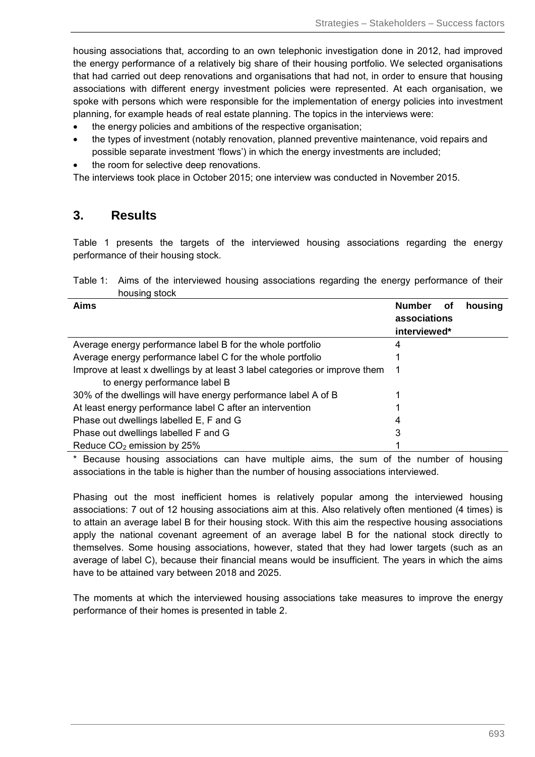housing associations that, according to an own telephonic investigation done in 2012, had improved the energy performance of a relatively big share of their housing portfolio. We selected organisations that had carried out deep renovations and organisations that had not, in order to ensure that housing associations with different energy investment policies were represented. At each organisation, we spoke with persons which were responsible for the implementation of energy policies into investment planning, for example heads of real estate planning. The topics in the interviews were:

- the energy policies and ambitions of the respective organisation;
- the types of investment (notably renovation, planned preventive maintenance, void repairs and possible separate investment 'flows') in which the energy investments are included;
- the room for selective deep renovations.

The interviews took place in October 2015; one interview was conducted in November 2015.

## 3. Results

Table 1 presents the targets of the interviewed housing associations regarding the energy performance of their housing stock.

Table 1: Aims of the interviewed housing associations regarding the energy performance of their housing stock

| Aims | Number of housing associations interviewed* |
|---|---|
| Average energy performance label B for the whole portfolio | 4 |
| Average energy performance label C for the whole portfolio | 1 |
| Improve at least x dwellings by at least 3 label categories or improve them to energy performance label B | 1 |
| 30% of the dwellings will have energy performance label A of B | 1 |
| At least energy performance label C after an intervention | 1 |
| Phase out dwellings labelled E, F and G | 4 |
| Phase out dwellings labelled F and G | 3 |
| Reduce $CO_2$ emission by 25% | 1 |

* Because housing associations can have multiple aims, the sum of the number of housing associations in the table is higher than the number of housing associations interviewed.

Phasing out the most inefficient homes is relatively popular among the interviewed housing associations: 7 out of 12 housing associations aim at this. Also relatively often mentioned (4 times) is to attain an average label B for their housing stock. With this aim the respective housing associations apply the national covenant agreement of an average label B for the national stock directly to themselves. Some housing associations, however, stated that they had lower targets (such as an average of label C), because their financial means would be insufficient. The years in which the aims have to be attained vary between 2018 and 2025.

The moments at which the interviewed housing associations take measures to improve the energy performance of their homes is presented in table 2.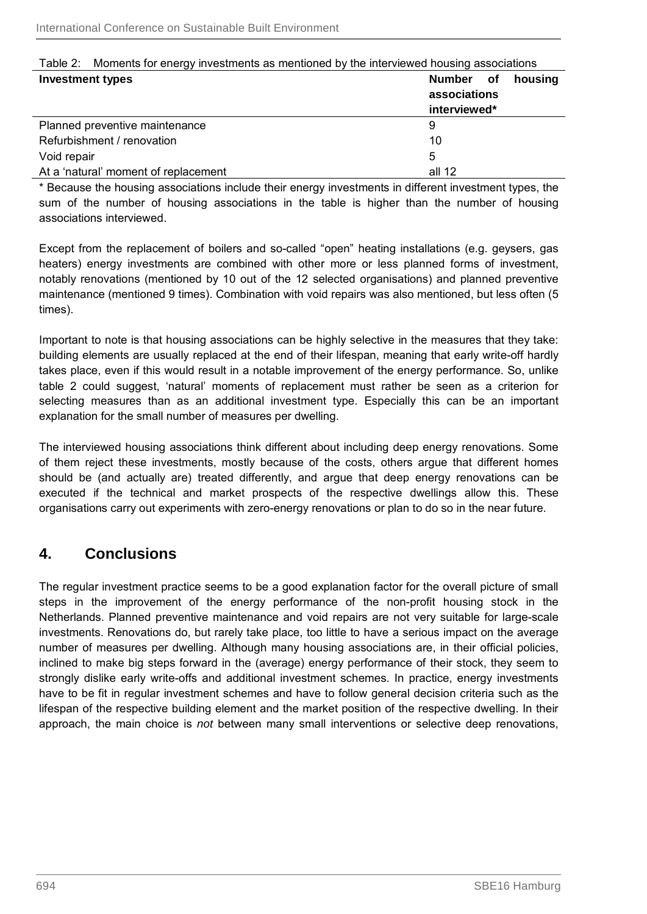Table 2: Moments for energy investments as mentioned by the interviewed housing associations

| Investment types | Number of housing associations interviewed* |
|---|---|
| Planned preventive maintenance | 9 |
| Refurbishment / renovation | 10 |
| Void repair | 5 |
| At a 'natural' moment of replacement | all 12 |

* Because the housing associations include their energy investments in different investment types, the sum of the number of housing associations in the table is higher than the number of housing associations interviewed.

Except from the replacement of boilers and so-called "open" heating installations (e.g. geysers, gas heaters) energy investments are combined with other more or less planned forms of investment, notably renovations (mentioned by 10 out of the 12 selected organisations) and planned preventive maintenance (mentioned 9 times). Combination with void repairs was also mentioned, but less often (5 times).

Important to note is that housing associations can be highly selective in the measures that they take: building elements are usually replaced at the end of their lifespan, meaning that early write-off hardly takes place, even if this would result in a notable improvement of the energy performance. So, unlike table 2 could suggest, 'natural' moments of replacement must rather be seen as a criterion for selecting measures than as an additional investment type. Especially this can be an important explanation for the small number of measures per dwelling.

The interviewed housing associations think different about including deep energy renovations. Some of them reject these investments, mostly because of the costs, others argue that different homes should be (and actually are) treated differently, and argue that deep energy renovations can be executed if the technical and market prospects of the respective dwellings allow this. These organisations carry out experiments with zero-energy renovations or plan to do so in the near future.

## 4. Conclusions

The regular investment practice seems to be a good explanation factor for the overall picture of small steps in the improvement of the energy performance of the non-profit housing stock in the Netherlands. Planned preventive maintenance and void repairs are not very suitable for large-scale investments. Renovations do, but rarely take place, too little to have a serious impact on the average number of measures per dwelling. Although many housing associations are, in their official policies, inclined to make big steps forward in the (average) energy performance of their stock, they seem to strongly dislike early write-offs and additional investment schemes. In practice, energy investments have to be fit in regular investment schemes and have to follow general decision criteria such as the lifespan of the respective building element and the market position of the respective dwelling. In their approach, the main choice is *not* between many small interventions or selective deep renovations,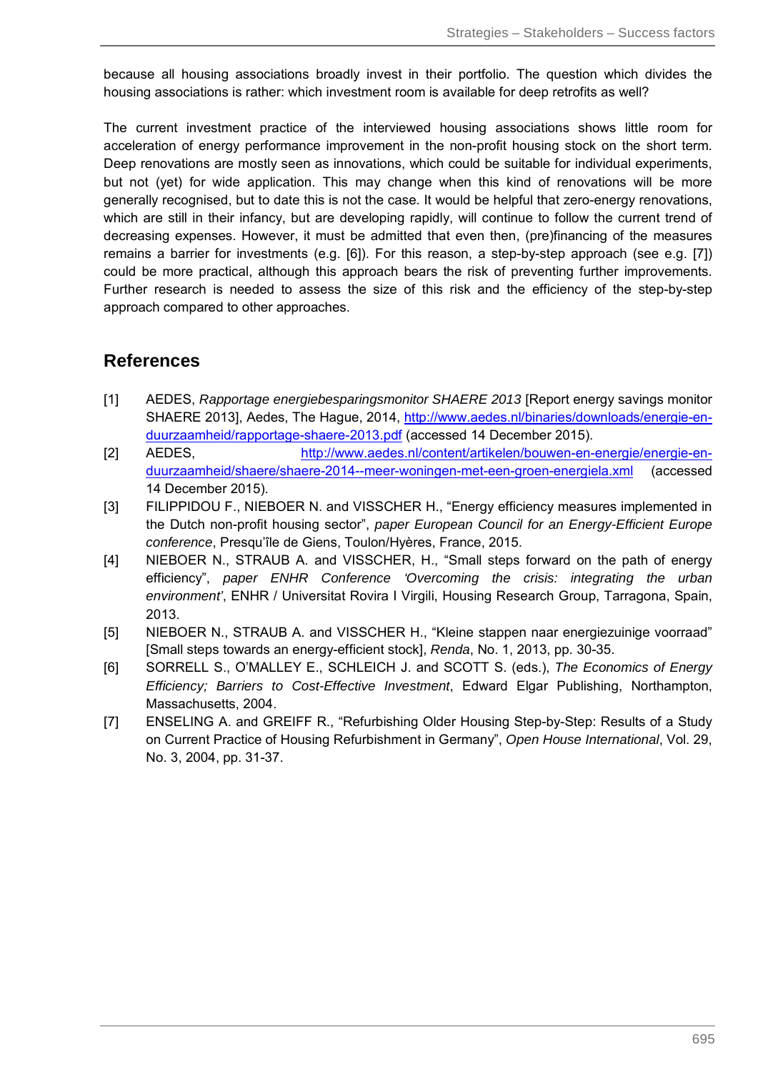because all housing associations broadly invest in their portfolio. The question which divides the housing associations is rather: which investment room is available for deep retrofits as well?

The current investment practice of the interviewed housing associations shows little room for acceleration of energy performance improvement in the non-profit housing stock on the short term. Deep renovations are mostly seen as innovations, which could be suitable for individual experiments, but not (yet) for wide application. This may change when this kind of renovations will be more generally recognised, but to date this is not the case. It would be helpful that zero-energy renovations, which are still in their infancy, but are developing rapidly, will continue to follow the current trend of decreasing expenses. However, it must be admitted that even then, (pre)financing of the measures remains a barrier for investments (e.g. [6]). For this reason, a step-by-step approach (see e.g. [7]) could be more practical, although this approach bears the risk of preventing further improvements. Further research is needed to assess the size of this risk and the efficiency of the step-by-step approach compared to other approaches.

## References

[1] AEDES, *Rapportage energiebesparingsmonitor SHAERE 2013* [Report energy savings monitor SHAERE 2013], Aedes, The Hague, 2014, http://www.aedes.nl/binaries/downloads/energie-en-duurzaamheid/rapportage-shaere-2013.pdf (accessed 14 December 2015).

[2] AEDES, http://www.aedes.nl/content/artikelen/bouwen-en-energie/energie-en-duurzaamheid/shaere/shaere-2014--meer-woningen-met-een-groen-energiela.xml (accessed 14 December 2015).

[3] FILIPPIDOU F., NIEBOER N. and VISSCHER H., "Energy efficiency measures implemented in the Dutch non-profit housing sector", *paper European Council for an Energy-Efficient Europe conference*, Presqu'île de Giens, Toulon/Hyères, France, 2015.

[4] NIEBOER N., STRAUB A. and VISSCHER, H., "Small steps forward on the path of energy efficiency", *paper ENHR Conference 'Overcoming the crisis: integrating the urban environment'*, ENHR / Universitat Rovira I Virgili, Housing Research Group, Tarragona, Spain, 2013.

[5] NIEBOER N., STRAUB A. and VISSCHER H., "Kleine stappen naar energiezuinige voorraad" [Small steps towards an energy-efficient stock], *Renda*, No. 1, 2013, pp. 30-35.

[6] SORRELL S., O'MALLEY E., SCHLEICH J. and SCOTT S. (eds.), *The Economics of Energy Efficiency; Barriers to Cost-Effective Investment*, Edward Elgar Publishing, Northampton, Massachusetts, 2004.

[7] ENSELING A. and GREIFF R., "Refurbishing Older Housing Step-by-Step: Results of a Study on Current Practice of Housing Refurbishment in Germany", *Open House International*, Vol. 29, No. 3, 2004, pp. 31-37.